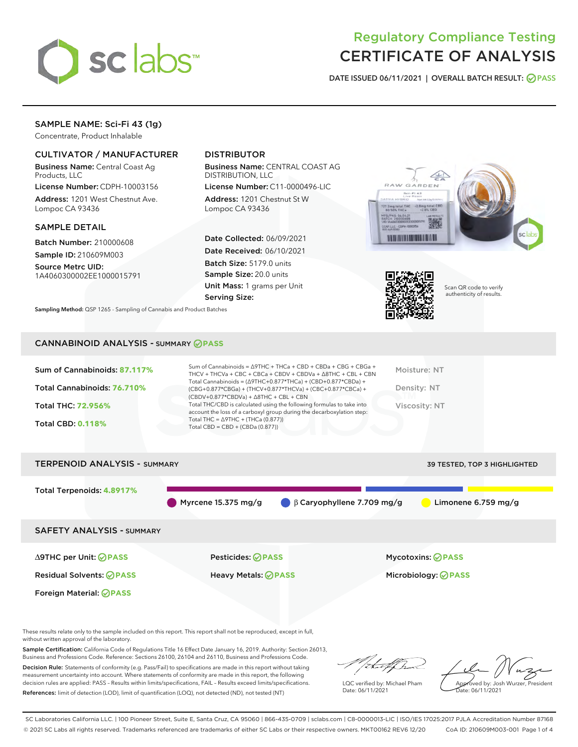# Regulatory Compliance Testing
# CERTIFICATE OF ANALYSIS

DATE ISSUED 06/11/2021 | OVERALL BATCH RESULT: PASS

## SAMPLE NAME: Sci-Fi 43 (1g)

Concentrate, Product Inhalable

### CULTIVATOR / MANUFACTURER

**Business Name:** Central Coast Ag Products, LLC
**License Number:** CDPH-10003156
**Address:** 1201 West Chestnut Ave. Lompoc CA 93436

### DISTRIBUTOR

**Business Name:** CENTRAL COAST AG DISTRIBUTION, LLC
**License Number:** C11-0000496-LIC
**Address:** 1201 Chestnut St W Lompoc CA 93436

### SAMPLE DETAIL

**Batch Number:** 210000608
**Sample ID:** 210609M003
**Source Metrc UID:** 1A4060300002EE1000015791

**Date Collected:** 06/09/2021
**Date Received:** 06/10/2021
**Batch Size:** 5179.0 units
**Sample Size:** 20.0 units
**Unit Mass:** 1 grams per Unit
**Serving Size:**

**Sampling Method:** QSP 1265 - Sampling of Cannabis and Product Batches

Scan QR code to verify authenticity of results.

## CANNABINOID ANALYSIS - SUMMARY PASS

Sum of Cannabinoids: **87.117%**
Total Cannabinoids: **76.710%**
Total THC: **72.956%**
Total CBD: **0.118%**

Sum of Cannabinoids = Δ9THC + THCa + CBD + CBDa + CBG + CBGa + THCV + THCVa + CBC + CBCa + CBDV + CBDVa + Δ8THC + CBL + CBN
Total Cannabinoids = (Δ9THC+0.877*THCa) + (CBD+0.877*CBDa) + (CBG+0.877*CBGa) + (THCV+0.877*THCVa) + (CBC+0.877*CBCa) + (CBDV+0.877*CBDVa) + Δ8THC + CBL + CBN
Total THC/CBD is calculated using the following formulas to take into account the loss of a carboxyl group during the decarboxylation step:
Total THC = Δ9THC + (THCa (0.877))
Total CBD = CBD + (CBDa (0.877))

Moisture: NT
Density: NT
Viscosity: NT

## TERPENOID ANALYSIS - SUMMARY

39 TESTED, TOP 3 HIGHLIGHTED

Total Terpenoids: **4.8917%**

Myrcene 15.375 mg/g | β Caryophyllene 7.709 mg/g | Limonene 6.759 mg/g

## SAFETY ANALYSIS - SUMMARY

| | | |
|---|---|---|
| Δ9THC per Unit: PASS | Pesticides: PASS | Mycotoxins: PASS |
| Residual Solvents: PASS | Heavy Metals: PASS | Microbiology: PASS |
| Foreign Material: PASS | | |

These results relate only to the sample included on this report. This report shall not be reproduced, except in full, without written approval of the laboratory.

**Sample Certification:** California Code of Regulations Title 16 Effect Date January 16, 2019. Authority: Section 26013, Business and Professions Code. Reference: Sections 26100, 26104 and 26110, Business and Professions Code.

**Decision Rule:** Statements of conformity (e.g. Pass/Fail) to specifications are made in this report without taking measurement uncertainty into account. Where statements of conformity are made in this report, the following decision rules are applied: PASS – Results within limits/specifications, FAIL – Results exceed limits/specifications.

**References:** limit of detection (LOD), limit of quantification (LOQ), not detected (ND), not tested (NT)

LQC verified by: Michael Pham
Date: 06/11/2021

Approved by: Josh Wurzer, President
Date: 06/11/2021

SC Laboratories California LLC. | 100 Pioneer Street, Suite E, Santa Cruz, CA 95060 | 866-435-0709 | sclabs.com | C8-0000013-LIC | ISO/IES 17025:2017 PJLA Accreditation Number 87168
© 2021 SC Labs all rights reserved. Trademarks referenced are trademarks of either SC Labs or their respective owners. MKT00162 REV6 12/20 CoA ID: 210609M003-001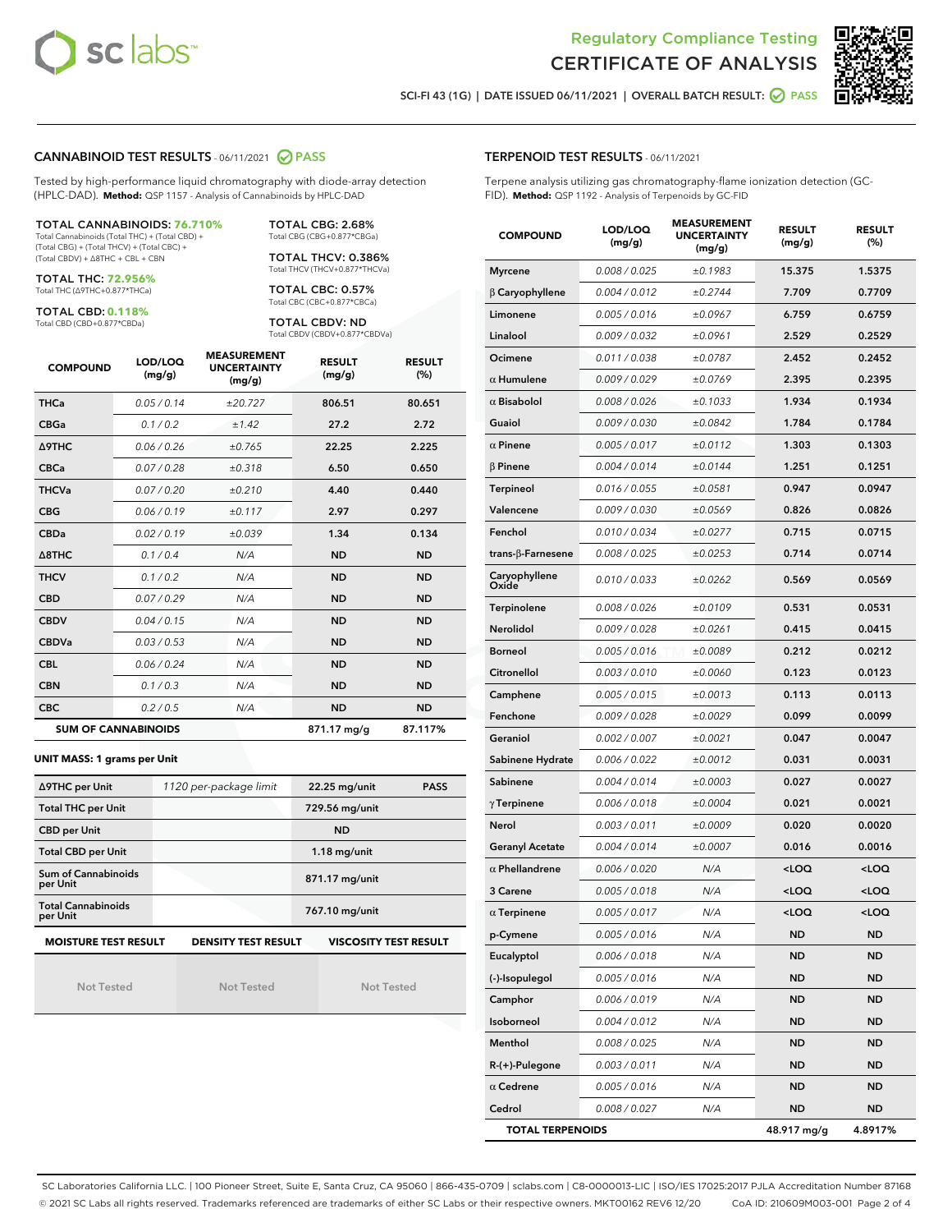# Regulatory Compliance Testing
# CERTIFICATE OF ANALYSIS

SCI-FI 43 (1G) | DATE ISSUED 06/11/2021 | OVERALL BATCH RESULT: PASS

## CANNABINOID TEST RESULTS - 06/11/2021 PASS

Tested by high-performance liquid chromatography with diode-array detection (HPLC-DAD). **Method:** QSP 1157 - Analysis of Cannabinoids by HPLC-DAD

**TOTAL CANNABINOIDS: 76.710%**
Total Cannabinoids (Total THC) + (Total CBD) + (Total CBG) + (Total THCV) + (Total CBC) + (Total CBDV) + Δ8THC + CBL + CBN

**TOTAL THC: 72.956%**
Total THC (Δ9THC+0.877*THCa)

**TOTAL CBD: 0.118%**
Total CBD (CBD+0.877*CBDa)

**TOTAL CBG: 2.68%**
Total CBG (CBG+0.877*CBGa)

**TOTAL THCV: 0.386%**
Total THCV (THCV+0.877*THCVa)

**TOTAL CBC: 0.57%**
Total CBC (CBC+0.877*CBCa)

**TOTAL CBDV: ND**
Total CBDV (CBDV+0.877*CBDVa)

| COMPOUND | LOD/LOQ (mg/g) | MEASUREMENT UNCERTAINTY (mg/g) | RESULT (mg/g) | RESULT (%) |
|---|---|---|---|---|
| THCa | 0.05 / 0.14 | ±20.727 | 806.51 | 80.651 |
| CBGa | 0.1 / 0.2 | ±1.42 | 27.2 | 2.72 |
| Δ9THC | 0.06 / 0.26 | ±0.765 | 22.25 | 2.225 |
| CBCa | 0.07 / 0.28 | ±0.318 | 6.50 | 0.650 |
| THCVa | 0.07 / 0.20 | ±0.210 | 4.40 | 0.440 |
| CBG | 0.06 / 0.19 | ±0.117 | 2.97 | 0.297 |
| CBDa | 0.02 / 0.19 | ±0.039 | 1.34 | 0.134 |
| Δ8THC | 0.1 / 0.4 | N/A | ND | ND |
| THCV | 0.1 / 0.2 | N/A | ND | ND |
| CBD | 0.07 / 0.29 | N/A | ND | ND |
| CBDV | 0.04 / 0.15 | N/A | ND | ND |
| CBDVa | 0.03 / 0.53 | N/A | ND | ND |
| CBL | 0.06 / 0.24 | N/A | ND | ND |
| CBN | 0.1 / 0.3 | N/A | ND | ND |
| CBC | 0.2 / 0.5 | N/A | ND | ND |
| **SUM OF CANNABINOIDS** | | | 871.17 mg/g | 87.117% |

**UNIT MASS: 1 grams per Unit**

| | | | |
|---|---|---|---|
| Δ9THC per Unit | 1120 per-package limit | 22.25 mg/unit | PASS |
| Total THC per Unit | | 729.56 mg/unit | |
| CBD per Unit | | ND | |
| Total CBD per Unit | | 1.18 mg/unit | |
| Sum of Cannabinoids per Unit | | 871.17 mg/unit | |
| Total Cannabinoids per Unit | | 767.10 mg/unit | |

| MOISTURE TEST RESULT | DENSITY TEST RESULT | VISCOSITY TEST RESULT |
|---|---|---|
| Not Tested | Not Tested | Not Tested |

## TERPENOID TEST RESULTS - 06/11/2021

Terpene analysis utilizing gas chromatography-flame ionization detection (GC-FID). **Method:** QSP 1192 - Analysis of Terpenoids by GC-FID

| COMPOUND | LOD/LOQ (mg/g) | MEASUREMENT UNCERTAINTY (mg/g) | RESULT (mg/g) | RESULT (%) |
|---|---|---|---|---|
| Myrcene | 0.008 / 0.025 | ±0.1983 | 15.375 | 1.5375 |
| β Caryophyllene | 0.004 / 0.012 | ±0.2744 | 7.709 | 0.7709 |
| Limonene | 0.005 / 0.016 | ±0.0967 | 6.759 | 0.6759 |
| Linalool | 0.009 / 0.032 | ±0.0961 | 2.529 | 0.2529 |
| Ocimene | 0.011 / 0.038 | ±0.0787 | 2.452 | 0.2452 |
| α Humulene | 0.009 / 0.029 | ±0.0769 | 2.395 | 0.2395 |
| α Bisabolol | 0.008 / 0.026 | ±0.1033 | 1.934 | 0.1934 |
| Guaiol | 0.009 / 0.030 | ±0.0842 | 1.784 | 0.1784 |
| α Pinene | 0.005 / 0.017 | ±0.0112 | 1.303 | 0.1303 |
| β Pinene | 0.004 / 0.014 | ±0.0144 | 1.251 | 0.1251 |
| Terpineol | 0.016 / 0.055 | ±0.0581 | 0.947 | 0.0947 |
| Valencene | 0.009 / 0.030 | ±0.0569 | 0.826 | 0.0826 |
| Fenchol | 0.010 / 0.034 | ±0.0277 | 0.715 | 0.0715 |
| trans-β-Farnesene | 0.008 / 0.025 | ±0.0253 | 0.714 | 0.0714 |
| Caryophyllene Oxide | 0.010 / 0.033 | ±0.0262 | 0.569 | 0.0569 |
| Terpinolene | 0.008 / 0.026 | ±0.0109 | 0.531 | 0.0531 |
| Nerolidol | 0.009 / 0.028 | ±0.0261 | 0.415 | 0.0415 |
| Borneol | 0.005 / 0.016 | ±0.0089 | 0.212 | 0.0212 |
| Citronellol | 0.003 / 0.010 | ±0.0060 | 0.123 | 0.0123 |
| Camphene | 0.005 / 0.015 | ±0.0013 | 0.113 | 0.0113 |
| Fenchone | 0.009 / 0.028 | ±0.0029 | 0.099 | 0.0099 |
| Geraniol | 0.002 / 0.007 | ±0.0021 | 0.047 | 0.0047 |
| Sabinene Hydrate | 0.006 / 0.022 | ±0.0012 | 0.031 | 0.0031 |
| Sabinene | 0.004 / 0.014 | ±0.0003 | 0.027 | 0.0027 |
| γ Terpinene | 0.006 / 0.018 | ±0.0004 | 0.021 | 0.0021 |
| Nerol | 0.003 / 0.011 | ±0.0009 | 0.020 | 0.0020 |
| Geranyl Acetate | 0.004 / 0.014 | ±0.0007 | 0.016 | 0.0016 |
| α Phellandrene | 0.006 / 0.020 | N/A | <LOQ | <LOQ |
| 3 Carene | 0.005 / 0.018 | N/A | <LOQ | <LOQ |
| α Terpinene | 0.005 / 0.017 | N/A | <LOQ | <LOQ |
| p-Cymene | 0.005 / 0.016 | N/A | ND | ND |
| Eucalyptol | 0.006 / 0.018 | N/A | ND | ND |
| (-)-Isopulegol | 0.005 / 0.016 | N/A | ND | ND |
| Camphor | 0.006 / 0.019 | N/A | ND | ND |
| Isoborneol | 0.004 / 0.012 | N/A | ND | ND |
| Menthol | 0.008 / 0.025 | N/A | ND | ND |
| R-(+)-Pulegone | 0.003 / 0.011 | N/A | ND | ND |
| α Cedrene | 0.005 / 0.016 | N/A | ND | ND |
| Cedrol | 0.008 / 0.027 | N/A | ND | ND |
| **TOTAL TERPENOIDS** | | | 48.917 mg/g | 4.8917% |

SC Laboratories California LLC. | 100 Pioneer Street, Suite E, Santa Cruz, CA 95060 | 866-435-0709 | sclabs.com | C8-0000013-LIC | ISO/IES 17025:2017 PJLA Accreditation Number 87168
© 2021 SC Labs all rights reserved. Trademarks referenced are trademarks of either SC Labs or their respective owners. MKT00162 REV6 12/20 CoA ID: 210609M003-001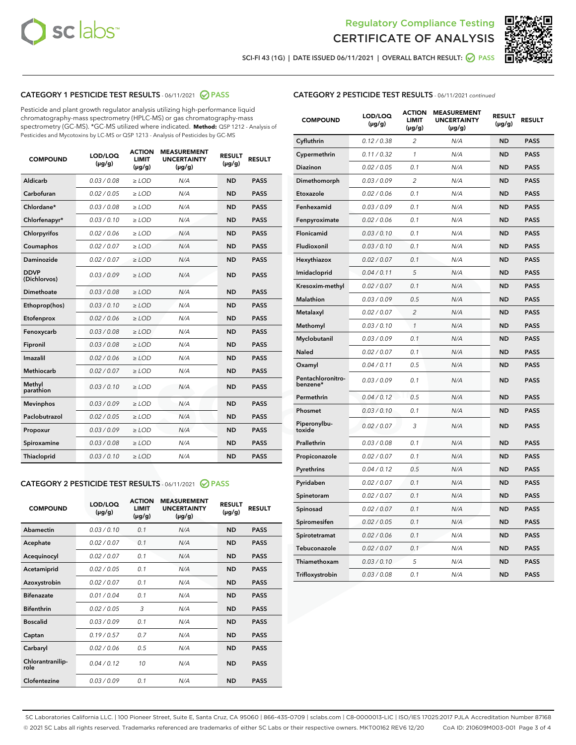Regulatory Compliance Testing

# CERTIFICATE OF ANALYSIS

SCI-FI 43 (1G) | DATE ISSUED 06/11/2021 | OVERALL BATCH RESULT: PASS

## CATEGORY 1 PESTICIDE TEST RESULTS - 06/11/2021 PASS

Pesticide and plant growth regulator analysis utilizing high-performance liquid chromatography-mass spectrometry (HPLC-MS) or gas chromatography-mass spectrometry (GC-MS). *GC-MS utilized where indicated. **Method:** QSP 1212 - Analysis of Pesticides and Mycotoxins by LC-MS or QSP 1213 - Analysis of Pesticides by GC-MS

| COMPOUND | LOD/LOQ (µg/g) | ACTION LIMIT (µg/g) | MEASUREMENT UNCERTAINTY (µg/g) | RESULT (µg/g) | RESULT |
|---|---|---|---|---|---|
| Aldicarb | 0.03 / 0.08 | ≥ LOD | N/A | ND | PASS |
| Carbofuran | 0.02 / 0.05 | ≥ LOD | N/A | ND | PASS |
| Chlordane* | 0.03 / 0.08 | ≥ LOD | N/A | ND | PASS |
| Chlorfenapyr* | 0.03 / 0.10 | ≥ LOD | N/A | ND | PASS |
| Chlorpyrifos | 0.02 / 0.06 | ≥ LOD | N/A | ND | PASS |
| Coumaphos | 0.02 / 0.07 | ≥ LOD | N/A | ND | PASS |
| Daminozide | 0.02 / 0.07 | ≥ LOD | N/A | ND | PASS |
| DDVP (Dichlorvos) | 0.03 / 0.09 | ≥ LOD | N/A | ND | PASS |
| Dimethoate | 0.03 / 0.08 | ≥ LOD | N/A | ND | PASS |
| Ethoprop(hos) | 0.03 / 0.10 | ≥ LOD | N/A | ND | PASS |
| Etofenprox | 0.02 / 0.06 | ≥ LOD | N/A | ND | PASS |
| Fenoxycarb | 0.03 / 0.08 | ≥ LOD | N/A | ND | PASS |
| Fipronil | 0.03 / 0.08 | ≥ LOD | N/A | ND | PASS |
| Imazalil | 0.02 / 0.06 | ≥ LOD | N/A | ND | PASS |
| Methiocarb | 0.02 / 0.07 | ≥ LOD | N/A | ND | PASS |
| Methyl parathion | 0.03 / 0.10 | ≥ LOD | N/A | ND | PASS |
| Mevinphos | 0.03 / 0.09 | ≥ LOD | N/A | ND | PASS |
| Paclobutrazol | 0.02 / 0.05 | ≥ LOD | N/A | ND | PASS |
| Propoxur | 0.03 / 0.09 | ≥ LOD | N/A | ND | PASS |
| Spiroxamine | 0.03 / 0.08 | ≥ LOD | N/A | ND | PASS |
| Thiacloprid | 0.03 / 0.10 | ≥ LOD | N/A | ND | PASS |

## CATEGORY 2 PESTICIDE TEST RESULTS - 06/11/2021 PASS

| COMPOUND | LOD/LOQ (µg/g) | ACTION LIMIT (µg/g) | MEASUREMENT UNCERTAINTY (µg/g) | RESULT (µg/g) | RESULT |
|---|---|---|---|---|---|
| Abamectin | 0.03 / 0.10 | 0.1 | N/A | ND | PASS |
| Acephate | 0.02 / 0.07 | 0.1 | N/A | ND | PASS |
| Acequinocyl | 0.02 / 0.07 | 0.1 | N/A | ND | PASS |
| Acetamiprid | 0.02 / 0.05 | 0.1 | N/A | ND | PASS |
| Azoxystrobin | 0.02 / 0.07 | 0.1 | N/A | ND | PASS |
| Bifenazate | 0.01 / 0.04 | 0.1 | N/A | ND | PASS |
| Bifenthrin | 0.02 / 0.05 | 3 | N/A | ND | PASS |
| Boscalid | 0.03 / 0.09 | 0.1 | N/A | ND | PASS |
| Captan | 0.19 / 0.57 | 0.7 | N/A | ND | PASS |
| Carbaryl | 0.02 / 0.06 | 0.5 | N/A | ND | PASS |
| Chlorantraniliprole | 0.04 / 0.12 | 10 | N/A | ND | PASS |
| Clofentezine | 0.03 / 0.09 | 0.1 | N/A | ND | PASS |
| Cyfluthrin | 0.12 / 0.38 | 2 | N/A | ND | PASS |
| Cypermethrin | 0.11 / 0.32 | 1 | N/A | ND | PASS |
| Diazinon | 0.02 / 0.05 | 0.1 | N/A | ND | PASS |
| Dimethomorph | 0.03 / 0.09 | 2 | N/A | ND | PASS |
| Etoxazole | 0.02 / 0.06 | 0.1 | N/A | ND | PASS |
| Fenhexamid | 0.03 / 0.09 | 0.1 | N/A | ND | PASS |
| Fenpyroximate | 0.02 / 0.06 | 0.1 | N/A | ND | PASS |
| Flonicamid | 0.03 / 0.10 | 0.1 | N/A | ND | PASS |
| Fludioxonil | 0.03 / 0.10 | 0.1 | N/A | ND | PASS |
| Hexythiazox | 0.02 / 0.07 | 0.1 | N/A | ND | PASS |
| Imidacloprid | 0.04 / 0.11 | 5 | N/A | ND | PASS |
| Kresoxim-methyl | 0.02 / 0.07 | 0.1 | N/A | ND | PASS |
| Malathion | 0.03 / 0.09 | 0.5 | N/A | ND | PASS |
| Metalaxyl | 0.02 / 0.07 | 2 | N/A | ND | PASS |
| Methomyl | 0.03 / 0.10 | 1 | N/A | ND | PASS |
| Myclobutanil | 0.03 / 0.09 | 0.1 | N/A | ND | PASS |
| Naled | 0.02 / 0.07 | 0.1 | N/A | ND | PASS |
| Oxamyl | 0.04 / 0.11 | 0.5 | N/A | ND | PASS |
| Pentachloronitrobenzene* | 0.03 / 0.09 | 0.1 | N/A | ND | PASS |
| Permethrin | 0.04 / 0.12 | 0.5 | N/A | ND | PASS |
| Phosmet | 0.03 / 0.10 | 0.1 | N/A | ND | PASS |
| Piperonylbutoxide | 0.02 / 0.07 | 3 | N/A | ND | PASS |
| Prallethrin | 0.03 / 0.08 | 0.1 | N/A | ND | PASS |
| Propiconazole | 0.02 / 0.07 | 0.1 | N/A | ND | PASS |
| Pyrethrins | 0.04 / 0.12 | 0.5 | N/A | ND | PASS |
| Pyridaben | 0.02 / 0.07 | 0.1 | N/A | ND | PASS |
| Spinetoram | 0.02 / 0.07 | 0.1 | N/A | ND | PASS |
| Spinosad | 0.02 / 0.07 | 0.1 | N/A | ND | PASS |
| Spiromesifen | 0.02 / 0.05 | 0.1 | N/A | ND | PASS |
| Spirotetramat | 0.02 / 0.06 | 0.1 | N/A | ND | PASS |
| Tebuconazole | 0.02 / 0.07 | 0.1 | N/A | ND | PASS |
| Thiamethoxam | 0.03 / 0.10 | 5 | N/A | ND | PASS |
| Trifloxystrobin | 0.03 / 0.08 | 0.1 | N/A | ND | PASS |

SC Laboratories California LLC. | 100 Pioneer Street, Suite E, Santa Cruz, CA 95060 | 866-435-0709 | sclabs.com | C8-0000013-LIC | ISO/IES 17025:2017 PJLA Accreditation Number 87168
© 2021 SC Labs all rights reserved. Trademarks referenced are trademarks of either SC Labs or their respective owners. MKT00162 REV6 12/20 CoA ID: 210609M003-001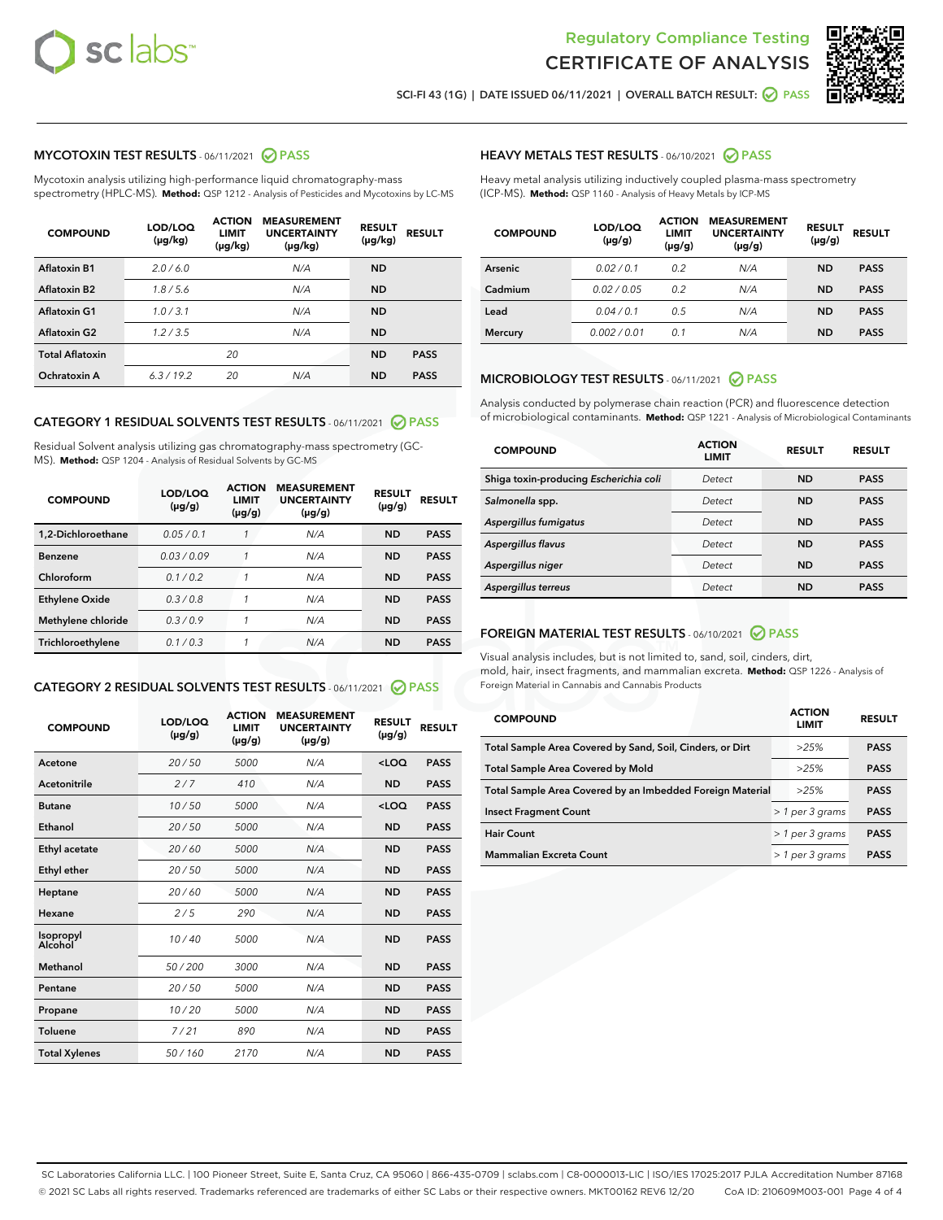Regulatory Compliance Testing
CERTIFICATE OF ANALYSIS

SCI-FI 43 (1G) | DATE ISSUED 06/11/2021 | OVERALL BATCH RESULT: PASS

## MYCOTOXIN TEST RESULTS - 06/11/2021 PASS

Mycotoxin analysis utilizing high-performance liquid chromatography-mass spectrometry (HPLC-MS). **Method:** QSP 1212 - Analysis of Pesticides and Mycotoxins by LC-MS

| COMPOUND | LOD/LOQ (µg/kg) | ACTION LIMIT (µg/kg) | MEASUREMENT UNCERTAINTY (µg/kg) | RESULT (µg/kg) | RESULT |
|---|---|---|---|---|---|
| Aflatoxin B1 | 2.0 / 6.0 | | N/A | ND | |
| Aflatoxin B2 | 1.8 / 5.6 | | N/A | ND | |
| Aflatoxin G1 | 1.0 / 3.1 | | N/A | ND | |
| Aflatoxin G2 | 1.2 / 3.5 | | N/A | ND | |
| Total Aflatoxin | | 20 | | ND | PASS |
| Ochratoxin A | 6.3 / 19.2 | 20 | N/A | ND | PASS |

## CATEGORY 1 RESIDUAL SOLVENTS TEST RESULTS - 06/11/2021 PASS

Residual Solvent analysis utilizing gas chromatography-mass spectrometry (GC-MS). **Method:** QSP 1204 - Analysis of Residual Solvents by GC-MS

| COMPOUND | LOD/LOQ (µg/g) | ACTION LIMIT (µg/g) | MEASUREMENT UNCERTAINTY (µg/g) | RESULT (µg/g) | RESULT |
|---|---|---|---|---|---|
| 1,2-Dichloroethane | 0.05 / 0.1 | 1 | N/A | ND | PASS |
| Benzene | 0.03 / 0.09 | 1 | N/A | ND | PASS |
| Chloroform | 0.1 / 0.2 | 1 | N/A | ND | PASS |
| Ethylene Oxide | 0.3 / 0.8 | 1 | N/A | ND | PASS |
| Methylene chloride | 0.3 / 0.9 | 1 | N/A | ND | PASS |
| Trichloroethylene | 0.1 / 0.3 | 1 | N/A | ND | PASS |

## CATEGORY 2 RESIDUAL SOLVENTS TEST RESULTS - 06/11/2021 PASS

| COMPOUND | LOD/LOQ (µg/g) | ACTION LIMIT (µg/g) | MEASUREMENT UNCERTAINTY (µg/g) | RESULT (µg/g) | RESULT |
|---|---|---|---|---|---|
| Acetone | 20 / 50 | 5000 | N/A | <LOQ | PASS |
| Acetonitrile | 2 / 7 | 410 | N/A | ND | PASS |
| Butane | 10 / 50 | 5000 | N/A | <LOQ | PASS |
| Ethanol | 20 / 50 | 5000 | N/A | ND | PASS |
| Ethyl acetate | 20 / 60 | 5000 | N/A | ND | PASS |
| Ethyl ether | 20 / 50 | 5000 | N/A | ND | PASS |
| Heptane | 20 / 60 | 5000 | N/A | ND | PASS |
| Hexane | 2 / 5 | 290 | N/A | ND | PASS |
| Isopropyl Alcohol | 10 / 40 | 5000 | N/A | ND | PASS |
| Methanol | 50 / 200 | 3000 | N/A | ND | PASS |
| Pentane | 20 / 50 | 5000 | N/A | ND | PASS |
| Propane | 10 / 20 | 5000 | N/A | ND | PASS |
| Toluene | 7 / 21 | 890 | N/A | ND | PASS |
| Total Xylenes | 50 / 160 | 2170 | N/A | ND | PASS |

## HEAVY METALS TEST RESULTS - 06/10/2021 PASS

Heavy metal analysis utilizing inductively coupled plasma-mass spectrometry (ICP-MS). **Method:** QSP 1160 - Analysis of Heavy Metals by ICP-MS

| COMPOUND | LOD/LOQ (µg/g) | ACTION LIMIT (µg/g) | MEASUREMENT UNCERTAINTY (µg/g) | RESULT (µg/g) | RESULT |
|---|---|---|---|---|---|
| Arsenic | 0.02 / 0.1 | 0.2 | N/A | ND | PASS |
| Cadmium | 0.02 / 0.05 | 0.2 | N/A | ND | PASS |
| Lead | 0.04 / 0.1 | 0.5 | N/A | ND | PASS |
| Mercury | 0.002 / 0.01 | 0.1 | N/A | ND | PASS |

## MICROBIOLOGY TEST RESULTS - 06/11/2021 PASS

Analysis conducted by polymerase chain reaction (PCR) and fluorescence detection of microbiological contaminants. **Method:** QSP 1221 - Analysis of Microbiological Contaminants

| COMPOUND | ACTION LIMIT | RESULT | RESULT |
|---|---|---|---|
| Shiga toxin-producing *Escherichia coli* | Detect | ND | PASS |
| *Salmonella* spp. | Detect | ND | PASS |
| *Aspergillus fumigatus* | Detect | ND | PASS |
| *Aspergillus flavus* | Detect | ND | PASS |
| *Aspergillus niger* | Detect | ND | PASS |
| *Aspergillus terreus* | Detect | ND | PASS |

## FOREIGN MATERIAL TEST RESULTS - 06/10/2021 PASS

Visual analysis includes, but is not limited to, sand, soil, cinders, dirt, mold, hair, insect fragments, and mammalian excreta. **Method:** QSP 1226 - Analysis of Foreign Material in Cannabis and Cannabis Products

| COMPOUND | ACTION LIMIT | RESULT |
|---|---|---|
| Total Sample Area Covered by Sand, Soil, Cinders, or Dirt | >25% | PASS |
| Total Sample Area Covered by Mold | >25% | PASS |
| Total Sample Area Covered by an Imbedded Foreign Material | >25% | PASS |
| Insect Fragment Count | > 1 per 3 grams | PASS |
| Hair Count | > 1 per 3 grams | PASS |
| Mammalian Excreta Count | > 1 per 3 grams | PASS |

SC Laboratories California LLC. | 100 Pioneer Street, Suite E, Santa Cruz, CA 95060 | 866-435-0709 | sclabs.com | C8-0000013-LIC | ISO/IES 17025:2017 PJLA Accreditation Number 87168
© 2021 SC Labs all rights reserved. Trademarks referenced are trademarks of either SC Labs or their respective owners. MKT00162 REV6 12/20 CoA ID: 210609M003-001